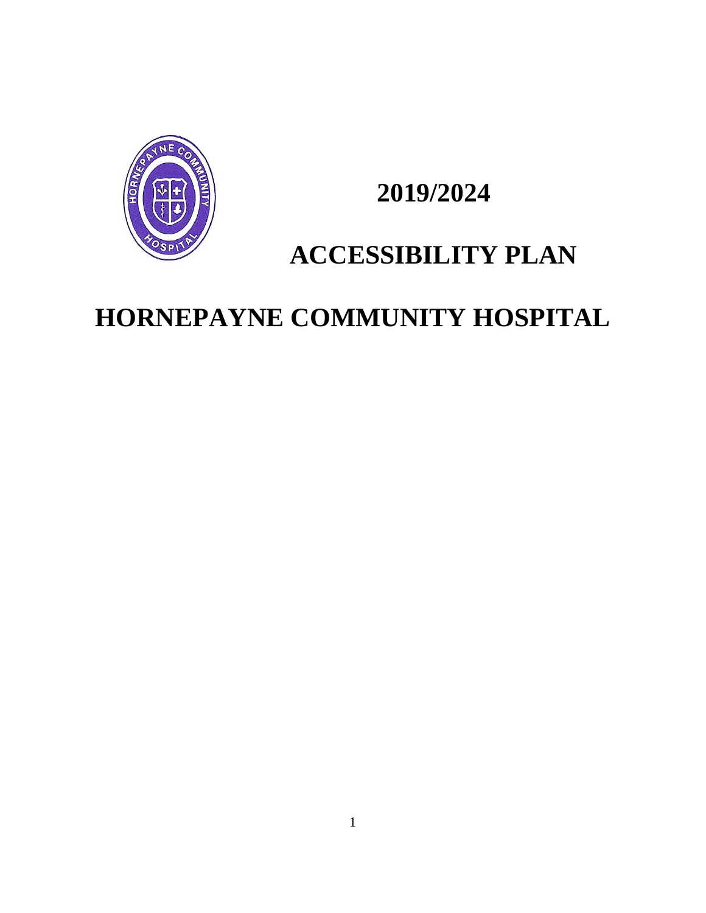# 2019/2024

# ACCESSIBILITY PLAN

# HORNEPAYNE COMMUNITY HOSPITAL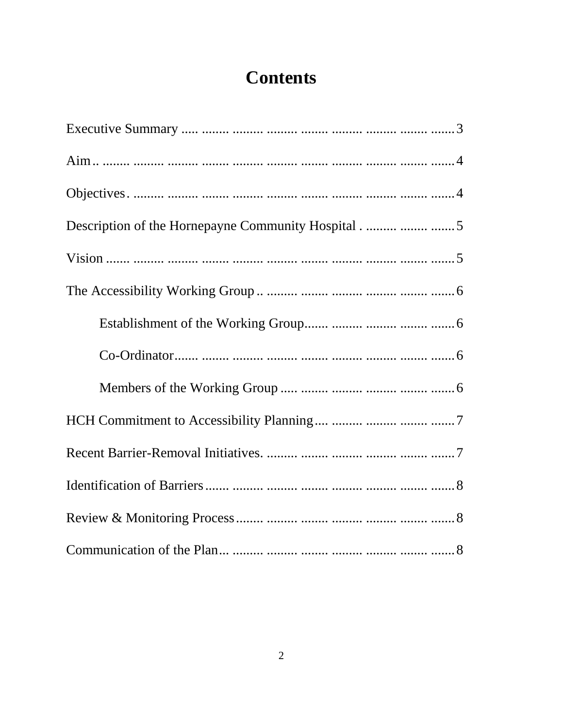# Contents

Executive Summary ..... 3

Aim ..... 4

Objectives ..... 4

Description of the Hornepayne Community Hospital ..... 5

Vision ..... 5

The Accessibility Working Group ..... 6

- Establishment of the Working Group ..... 6
- Co-Ordinator ..... 6
- Members of the Working Group ..... 6

HCH Commitment to Accessibility Planning ..... 7

Recent Barrier-Removal Initiatives ..... 7

Identification of Barriers ..... 8

Review & Monitoring Process ..... 8

Communication of the Plan ..... 8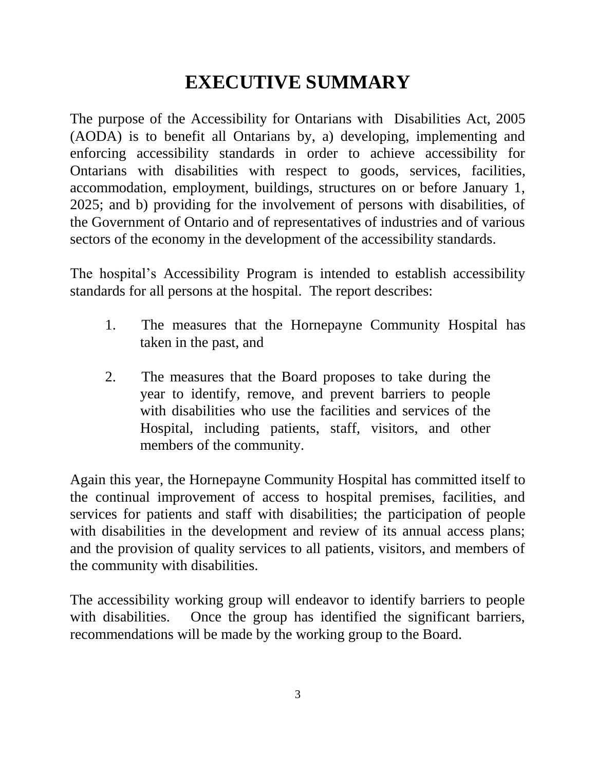# EXECUTIVE SUMMARY

The purpose of the Accessibility for Ontarians with Disabilities Act, 2005 (AODA) is to benefit all Ontarians by, a) developing, implementing and enforcing accessibility standards in order to achieve accessibility for Ontarians with disabilities with respect to goods, services, facilities, accommodation, employment, buildings, structures on or before January 1, 2025; and b) providing for the involvement of persons with disabilities, of the Government of Ontario and of representatives of industries and of various sectors of the economy in the development of the accessibility standards.

The hospital's Accessibility Program is intended to establish accessibility standards for all persons at the hospital. The report describes:

1. The measures that the Hornepayne Community Hospital has taken in the past, and

2. The measures that the Board proposes to take during the year to identify, remove, and prevent barriers to people with disabilities who use the facilities and services of the Hospital, including patients, staff, visitors, and other members of the community.

Again this year, the Hornepayne Community Hospital has committed itself to the continual improvement of access to hospital premises, facilities, and services for patients and staff with disabilities; the participation of people with disabilities in the development and review of its annual access plans; and the provision of quality services to all patients, visitors, and members of the community with disabilities.

The accessibility working group will endeavor to identify barriers to people with disabilities. Once the group has identified the significant barriers, recommendations will be made by the working group to the Board.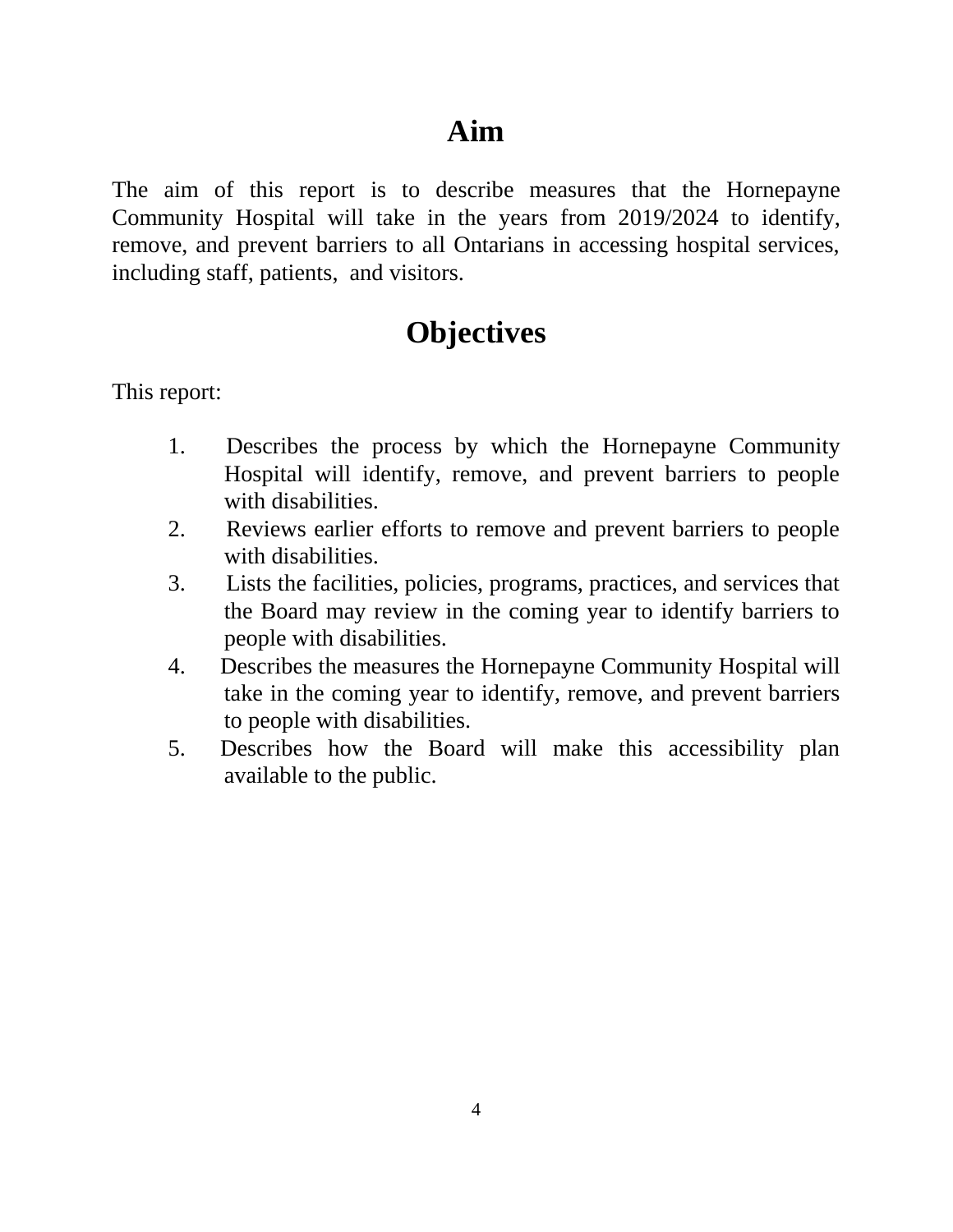# Aim

The aim of this report is to describe measures that the Hornepayne Community Hospital will take in the years from 2019/2024 to identify, remove, and prevent barriers to all Ontarians in accessing hospital services, including staff, patients, and visitors.

# Objectives

This report:

1. Describes the process by which the Hornepayne Community Hospital will identify, remove, and prevent barriers to people with disabilities.
2. Reviews earlier efforts to remove and prevent barriers to people with disabilities.
3. Lists the facilities, policies, programs, practices, and services that the Board may review in the coming year to identify barriers to people with disabilities.
4. Describes the measures the Hornepayne Community Hospital will take in the coming year to identify, remove, and prevent barriers to people with disabilities.
5. Describes how the Board will make this accessibility plan available to the public.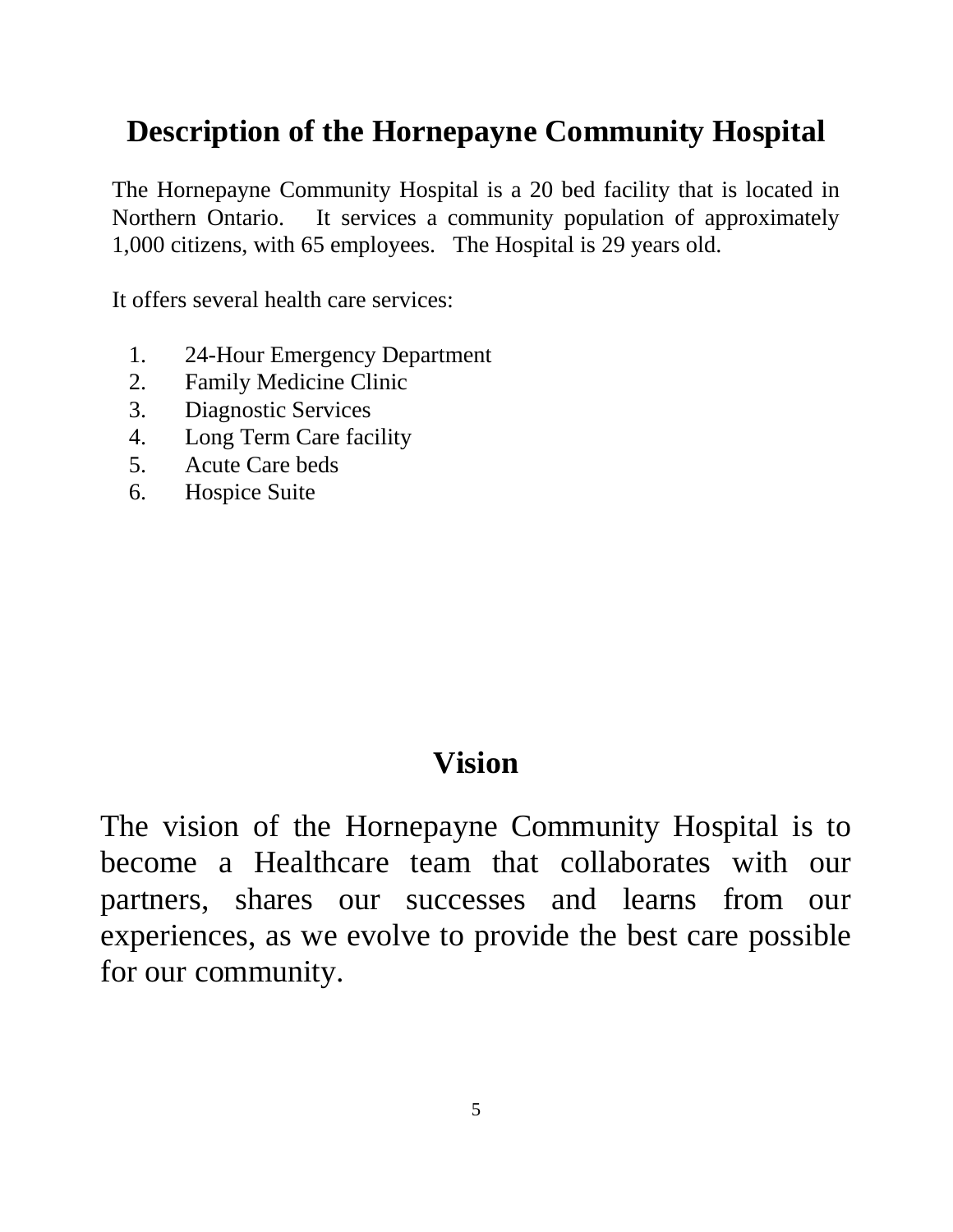# Description of the Hornepayne Community Hospital

The Hornepayne Community Hospital is a 20 bed facility that is located in Northern Ontario. It services a community population of approximately 1,000 citizens, with 65 employees. The Hospital is 29 years old.

It offers several health care services:

1. 24-Hour Emergency Department
2. Family Medicine Clinic
3. Diagnostic Services
4. Long Term Care facility
5. Acute Care beds
6. Hospice Suite

# Vision

The vision of the Hornepayne Community Hospital is to become a Healthcare team that collaborates with our partners, shares our successes and learns from our experiences, as we evolve to provide the best care possible for our community.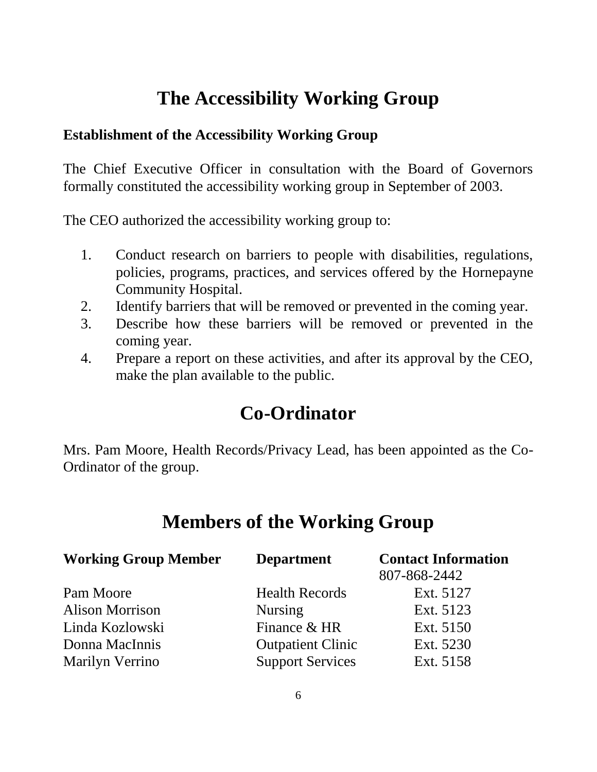# The Accessibility Working Group

### Establishment of the Accessibility Working Group

The Chief Executive Officer in consultation with the Board of Governors formally constituted the accessibility working group in September of 2003.

The CEO authorized the accessibility working group to:

1. Conduct research on barriers to people with disabilities, regulations, policies, programs, practices, and services offered by the Hornepayne Community Hospital.
2. Identify barriers that will be removed or prevented in the coming year.
3. Describe how these barriers will be removed or prevented in the coming year.
4. Prepare a report on these activities, and after its approval by the CEO, make the plan available to the public.

# Co-Ordinator

Mrs. Pam Moore, Health Records/Privacy Lead, has been appointed as the Co-Ordinator of the group.

# Members of the Working Group

| Working Group Member | Department | Contact Information 807-868-2442 |
|---|---|---|
| Pam Moore | Health Records | Ext. 5127 |
| Alison Morrison | Nursing | Ext. 5123 |
| Linda Kozlowski | Finance & HR | Ext. 5150 |
| Donna MacInnis | Outpatient Clinic | Ext. 5230 |
| Marilyn Verrino | Support Services | Ext. 5158 |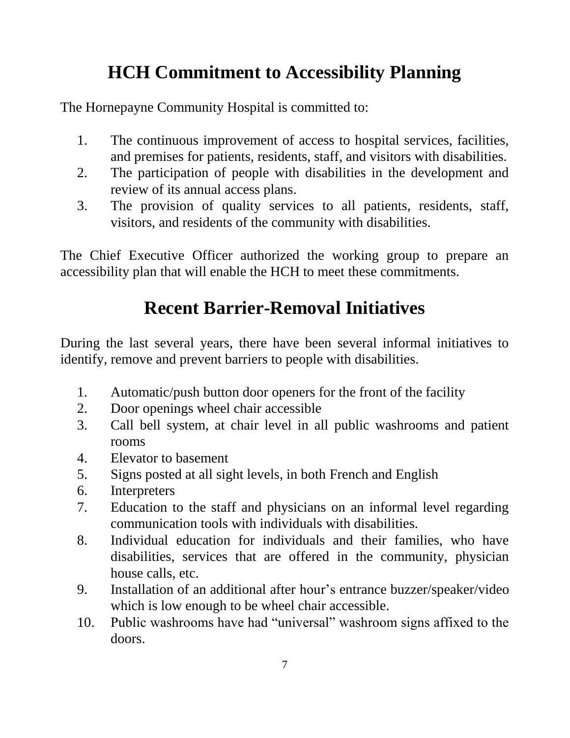# HCH Commitment to Accessibility Planning

The Hornepayne Community Hospital is committed to:

1. The continuous improvement of access to hospital services, facilities, and premises for patients, residents, staff, and visitors with disabilities.
2. The participation of people with disabilities in the development and review of its annual access plans.
3. The provision of quality services to all patients, residents, staff, visitors, and residents of the community with disabilities.

The Chief Executive Officer authorized the working group to prepare an accessibility plan that will enable the HCH to meet these commitments.

# Recent Barrier-Removal Initiatives

During the last several years, there have been several informal initiatives to identify, remove and prevent barriers to people with disabilities.

1. Automatic/push button door openers for the front of the facility
2. Door openings wheel chair accessible
3. Call bell system, at chair level in all public washrooms and patient rooms
4. Elevator to basement
5. Signs posted at all sight levels, in both French and English
6. Interpreters
7. Education to the staff and physicians on an informal level regarding communication tools with individuals with disabilities.
8. Individual education for individuals and their families, who have disabilities, services that are offered in the community, physician house calls, etc.
9. Installation of an additional after hour's entrance buzzer/speaker/video which is low enough to be wheel chair accessible.
10. Public washrooms have had "universal" washroom signs affixed to the doors.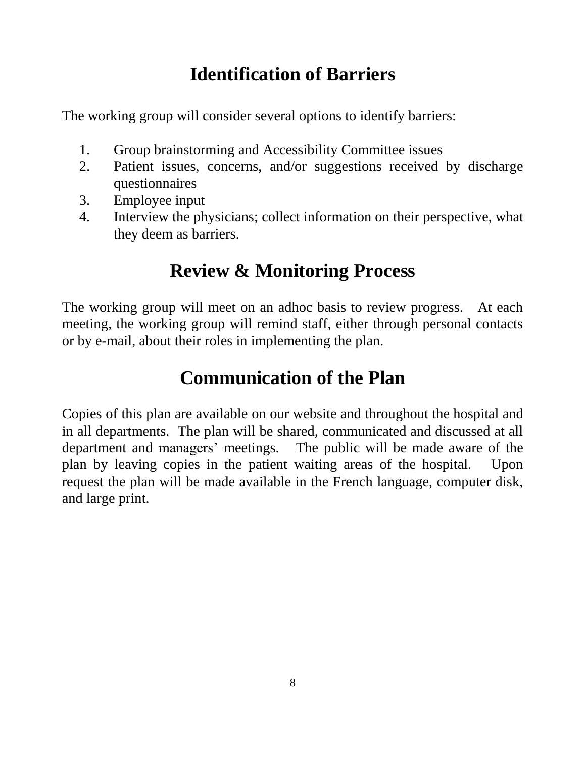## Identification of Barriers

The working group will consider several options to identify barriers:

1. Group brainstorming and Accessibility Committee issues
2. Patient issues, concerns, and/or suggestions received by discharge questionnaires
3. Employee input
4. Interview the physicians; collect information on their perspective, what they deem as barriers.

## Review & Monitoring Process

The working group will meet on an adhoc basis to review progress. At each meeting, the working group will remind staff, either through personal contacts or by e-mail, about their roles in implementing the plan.

## Communication of the Plan

Copies of this plan are available on our website and throughout the hospital and in all departments. The plan will be shared, communicated and discussed at all department and managers' meetings. The public will be made aware of the plan by leaving copies in the patient waiting areas of the hospital. Upon request the plan will be made available in the French language, computer disk, and large print.